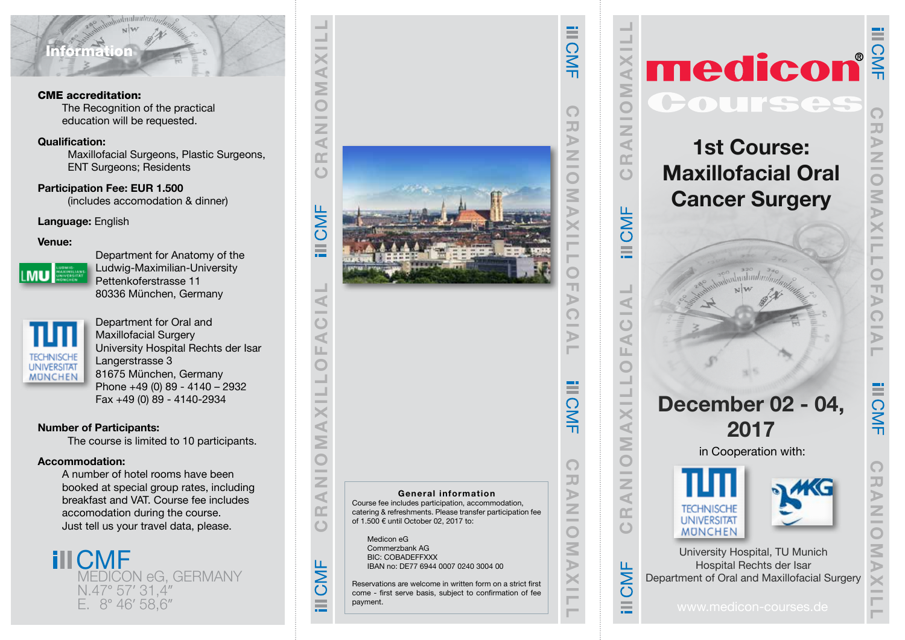# Information

**CME accreditation:**
The Recognition of the practical education will be requested.

**Qualification:**
Maxillofacial Surgeons, Plastic Surgeons, ENT Surgeons; Residents

**Participation Fee: EUR 1.500**
(includes accomodation & dinner)

**Language:** English

**Venue:**

Department for Anatomy of the Ludwig-Maximilian-University
Pettenkoferstrasse 11
80336 München, Germany

Department for Oral and Maxillofacial Surgery
University Hospital Rechts der Isar
Langerstrasse 3
81675 München, Germany
Phone +49 (0) 89 - 4140 – 2932
Fax +49 (0) 89 - 4140-2934

**Number of Participants:**
The course is limited to 10 participants.

**Accommodation:**
A number of hotel rooms have been booked at special group rates, including breakfast and VAT. Course fee includes accomodation during the course.
Just tell us your travel data, please.

CMF
MEDICON eG, GERMANY
N.47° 57′ 31,4″
E. 8° 46′ 58,6″

**General information**

Course fee includes participation, accommodation, catering & refreshments. Please transfer participation fee of 1.500 € until October 02, 2017 to:

Medicon eG
Commerzbank AG
BIC: COBADEFFXXX
IBAN no: DE77 6944 0007 0240 3004 00

Reservations are welcome in written form on a strict first come - first serve basis, subject to confirmation of fee payment.

# medicon® Courses

## 1st Course: Maxillofacial Oral Cancer Surgery

## December 02 - 04, 2017

in Cooperation with:

University Hospital, TU Munich
Hospital Rechts der Isar
Department of Oral and Maxillofacial Surgery

www.medicon-courses.de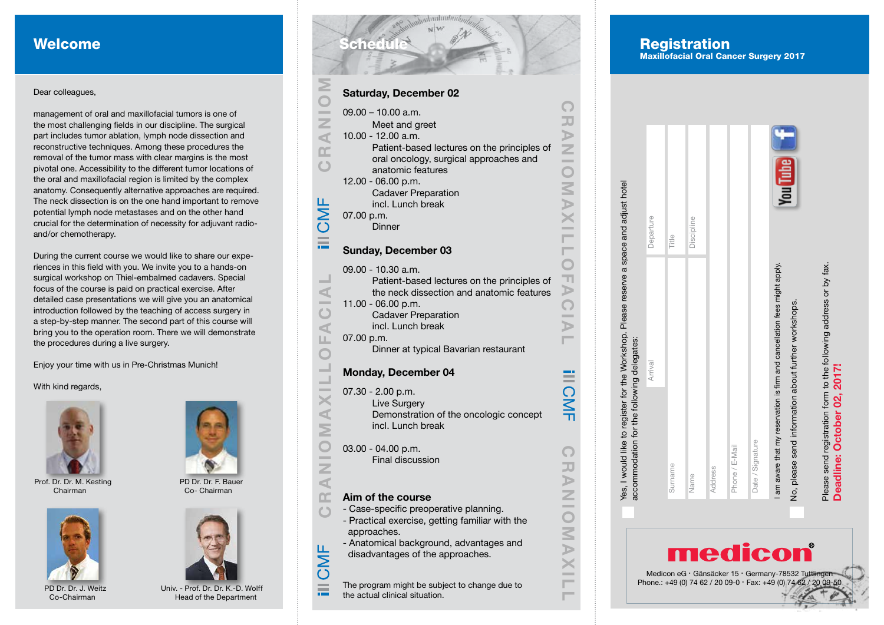## Welcome

Dear colleagues,

management of oral and maxillofacial tumors is one of the most challenging fields in our discipline. The surgical part includes tumor ablation, lymph node dissection and reconstructive techniques. Among these procedures the removal of the tumor mass with clear margins is the most pivotal one. Accessibility to the different tumor locations of the oral and maxillofacial region is limited by the complex anatomy. Consequently alternative approaches are required. The neck dissection is on the one hand important to remove potential lymph node metastases and on the other hand crucial for the determination of necessity for adjuvant radio- and/or chemotherapy.

During the current course we would like to share our experiences in this field with you. We invite you to a hands-on surgical workshop on Thiel-embalmed cadavers. Special focus of the course is paid on practical exercise. After detailed case presentations we will give you an anatomical introduction followed by the teaching of access surgery in a step-by-step manner. The second part of this course will bring you to the operation room. There we will demonstrate the procedures during a live surgery.

Enjoy your time with us in Pre-Christmas Munich!

With kind regards,

Prof. Dr. Dr. M. Kesting
Chairman

PD Dr. Dr. F. Bauer
Co- Chairman

PD Dr. Dr. J. Weitz
Co-Chairman

Univ. - Prof. Dr. Dr. K.-D. Wolff
Head of the Department

## Schedule

CRANIOMAXILLOFACIAL CMF

### Saturday, December 02

09.00 – 10.00 a.m.
Meet and greet

10.00 - 12.00 a.m.
Patient-based lectures on the principles of oral oncology, surgical approaches and anatomic features

12.00 - 06.00 p.m.
Cadaver Preparation
incl. Lunch break

07.00 p.m.
Dinner

### Sunday, December 03

09.00 - 10.30 a.m.
Patient-based lectures on the principles of the neck dissection and anatomic features

11.00 - 06.00 p.m.
Cadaver Preparation
incl. Lunch break

07.00 p.m.
Dinner at typical Bavarian restaurant

### Monday, December 04

07.30 - 2.00 p.m.
Live Surgery
Demonstration of the oncologic concept
incl. Lunch break

03.00 - 04.00 p.m.
Final discussion

### Aim of the course

- Case-specific preoperative planning.
- Practical exercise, getting familiar with the approaches.
- Anatomical background, advantages and disadvantages of the approaches.

The program might be subject to change due to the actual clinical situation.

## Registration
**Maxillofacial Oral Cancer Surgery 2017**

☐ Yes, I would like to register for the Workshop. Please reserve a space and adjust hotel accommodation for the following delegates:

Arrival

Departure

Surname

Title

Name

Discipline

Address

Phone / E-Mail

Date / Signature

I am aware that my reservation is firm and cancellation fees might apply.

☐ No, please send information about further workshops.

Please send registration form to the following address or by fax.
**Deadline: October 02, 2017!**

**medicon®**
Medicon eG · Gänsäcker 15 · Germany-78532 Tuttlingen
Phone.: +49 (0) 74 62 / 20 09-0 · Fax: +49 (0) 74 62 / 20 09-50